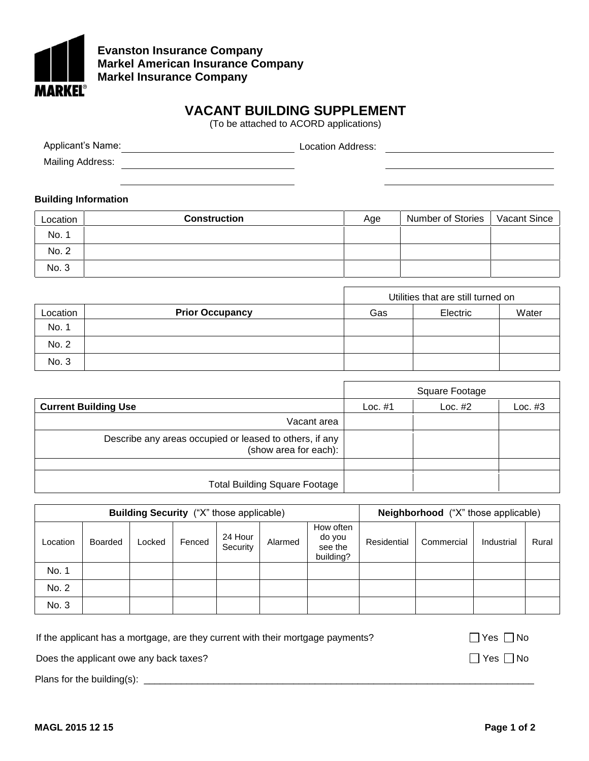**Evanston Insurance Company**
**Markel American Insurance Company**
**Markel Insurance Company**

# VACANT BUILDING SUPPLEMENT

(To be attached to ACORD applications)

Applicant's Name: ______________________ Location Address: ______________________

Mailing Address: ______________________ ______________________

______________________ ______________________

### Building Information

| Location | Construction | Age | Number of Stories | Vacant Since |
|---|---|---|---|---|
| No. 1 | | | | |
| No. 2 | | | | |
| No. 3 | | | | |

| | | Utilities that are still turned on | | |
|---|---|---|---|---|
| Location | **Prior Occupancy** | Gas | Electric | Water |
| No. 1 | | | | |
| No. 2 | | | | |
| No. 3 | | | | |

| | Square Footage | | |
|---|---|---|---|
| **Current Building Use** | Loc. #1 | Loc. #2 | Loc. #3 |
| Vacant area | | | |
| Describe any areas occupied or leased to others, if any (show area for each): | | | |
| | | | |
| Total Building Square Footage | | | |

| **Building Security** ("X" those applicable) | | | | | | | **Neighborhood** ("X" those applicable) | | | |
|---|---|---|---|---|---|---|---|---|---|---|
| Location | Boarded | Locked | Fenced | 24 Hour Security | Alarmed | How often do you see the building? | Residential | Commercial | Industrial | Rural |
| No. 1 | | | | | | | | | | |
| No. 2 | | | | | | | | | | |
| No. 3 | | | | | | | | | | |

If the applicant has a mortgage, are they current with their mortgage payments? ☐ Yes ☐ No

Does the applicant owe any back taxes? ☐ Yes ☐ No

Plans for the building(s): ______________________________________________

MAGL 2015 12 15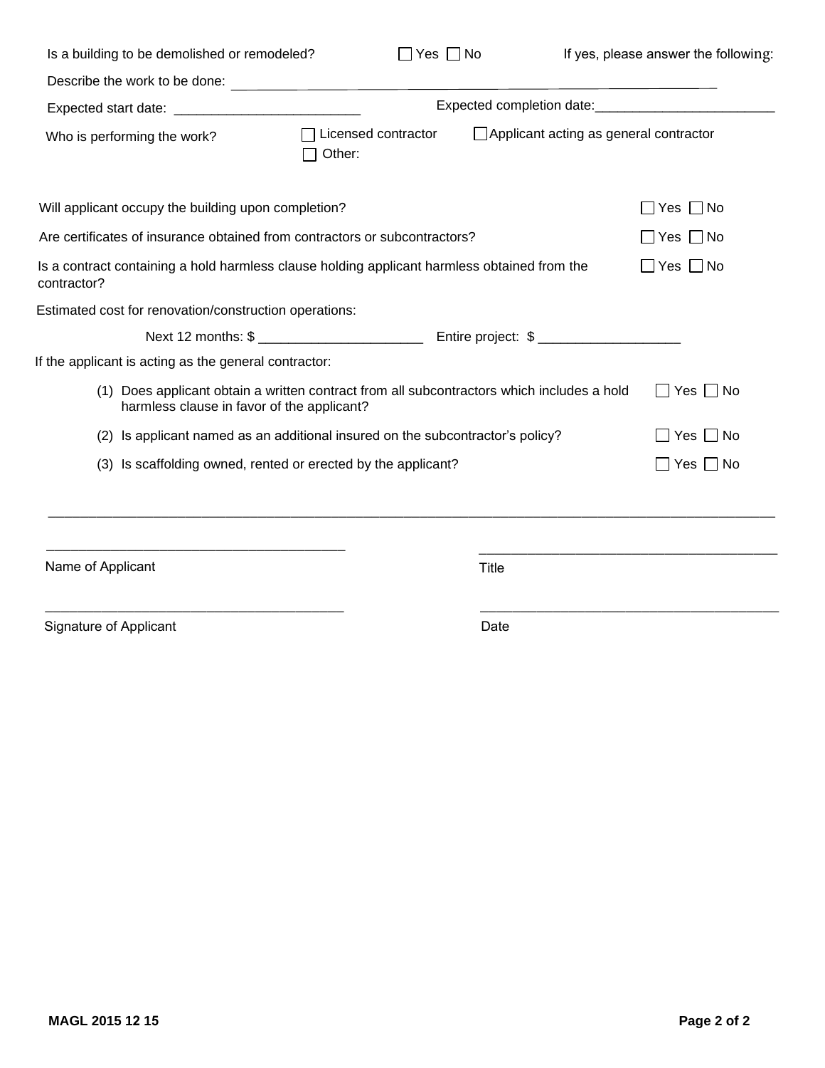Is a building to be demolished or remodeled? ☐ Yes ☐ No If yes, please answer the following:

Describe the work to be done: ______________________________________________

Expected start date: ________________________ Expected completion date:________________________

Who is performing the work? ☐ Licensed contractor ☐ Applicant acting as general contractor ☐ Other:

Will applicant occupy the building upon completion? ☐ Yes ☐ No

Are certificates of insurance obtained from contractors or subcontractors? ☐ Yes ☐ No

Is a contract containing a hold harmless clause holding applicant harmless obtained from the contractor? ☐ Yes ☐ No

Estimated cost for renovation/construction operations:

Next 12 months: $ _____________________ Entire project: $ __________________

If the applicant is acting as the general contractor:

(1) Does applicant obtain a written contract from all subcontractors which includes a hold harmless clause in favor of the applicant? ☐ Yes ☐ No

(2) Is applicant named as an additional insured on the subcontractor's policy? ☐ Yes ☐ No

(3) Is scaffolding owned, rented or erected by the applicant? ☐ Yes ☐ No

______________________________________________________________________________

________________________________________ ________________________________________

Name of Applicant Title

________________________________________ ________________________________________

Signature of Applicant Date

MAGL 2015 12 15